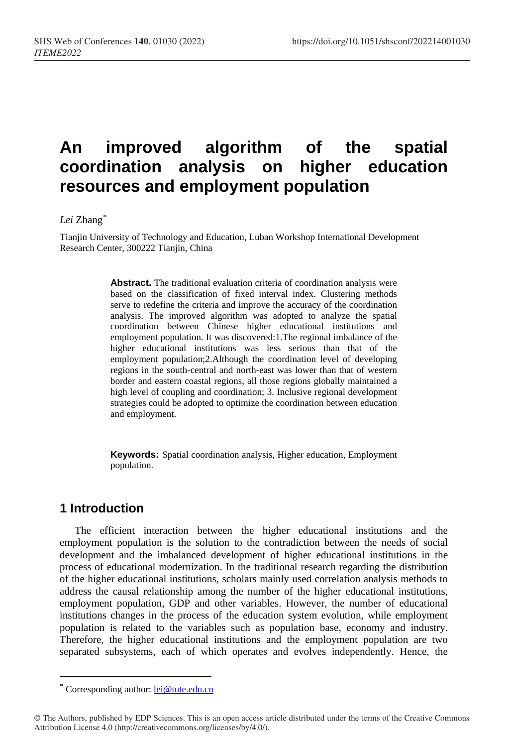# An improved algorithm of the spatial coordination analysis on higher education resources and employment population

*Lei* Zhang[*]

Tianjin University of Technology and Education, Luban Workshop International Development Research Center, 300222 Tianjin, China

**Abstract.** The traditional evaluation criteria of coordination analysis were based on the classification of fixed interval index. Clustering methods serve to redefine the criteria and improve the accuracy of the coordination analysis. The improved algorithm was adopted to analyze the spatial coordination between Chinese higher educational institutions and employment population. It was discovered:1.The regional imbalance of the higher educational institutions was less serious than that of the employment population;2.Although the coordination level of developing regions in the south-central and north-east was lower than that of western border and eastern coastal regions, all those regions globally maintained a high level of coupling and coordination; 3. Inclusive regional development strategies could be adopted to optimize the coordination between education and employment.

**Keywords:** Spatial coordination analysis, Higher education, Employment population.

## 1 Introduction

The efficient interaction between the higher educational institutions and the employment population is the solution to the contradiction between the needs of social development and the imbalanced development of higher educational institutions in the process of educational modernization. In the traditional research regarding the distribution of the higher educational institutions, scholars mainly used correlation analysis methods to address the causal relationship among the number of the higher educational institutions, employment population, GDP and other variables. However, the number of educational institutions changes in the process of the education system evolution, while employment population is related to the variables such as population base, economy and industry. Therefore, the higher educational institutions and the employment population are two separated subsystems, each of which operates and evolves independently. Hence, the

[*] Corresponding author: lei@tute.edu.cn

© The Authors, published by EDP Sciences. This is an open access article distributed under the terms of the Creative Commons Attribution License 4.0 (http://creativecommons.org/licenses/by/4.0/).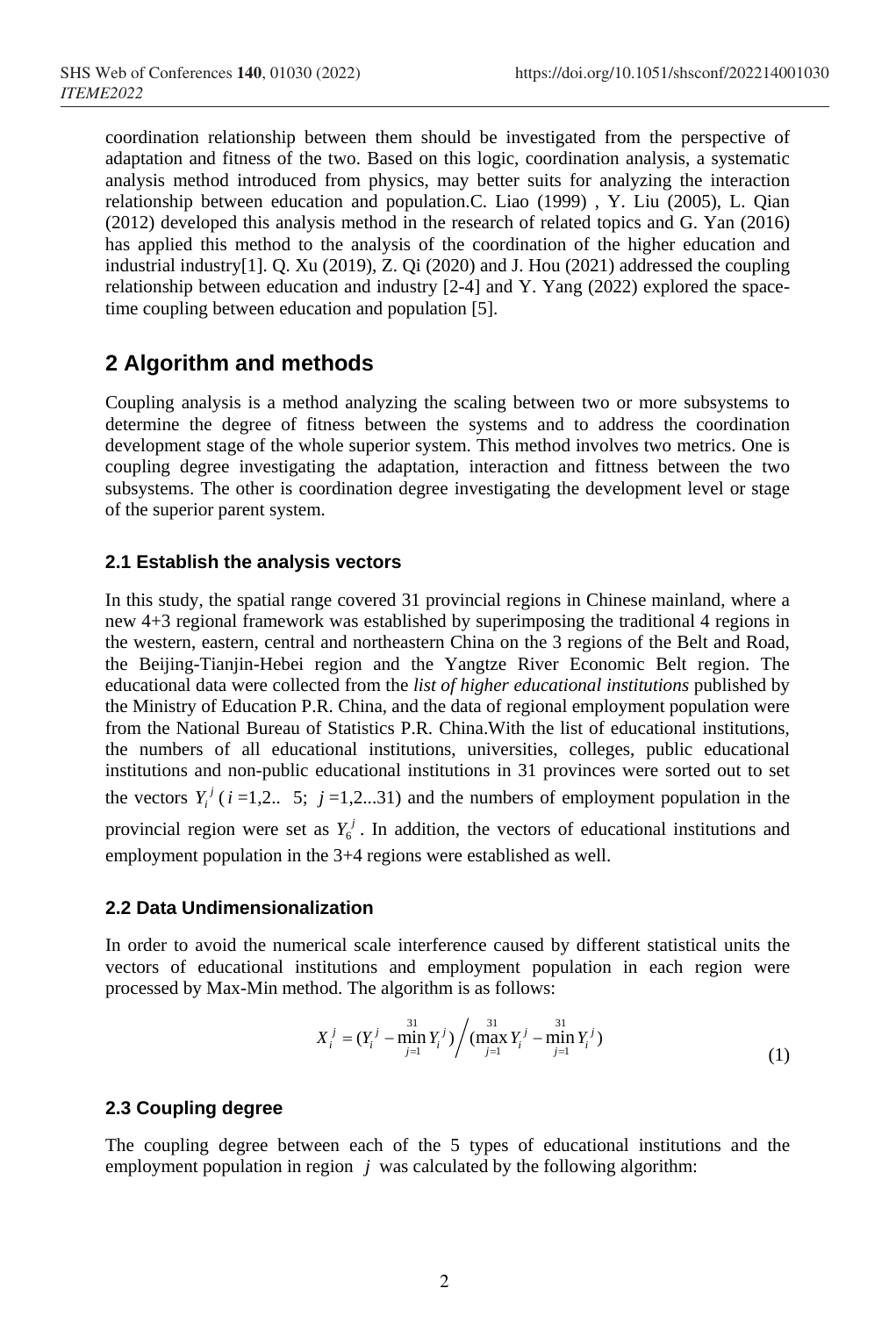coordination relationship between them should be investigated from the perspective of adaptation and fitness of the two. Based on this logic, coordination analysis, a systematic analysis method introduced from physics, may better suits for analyzing the interaction relationship between education and population.C. Liao (1999) , Y. Liu (2005), L. Qian (2012) developed this analysis method in the research of related topics and G. Yan (2016) has applied this method to the analysis of the coordination of the higher education and industrial industry[1]. Q. Xu (2019), Z. Qi (2020) and J. Hou (2021) addressed the coupling relationship between education and industry [2-4] and Y. Yang (2022) explored the space-time coupling between education and population [5].

## 2 Algorithm and methods

Coupling analysis is a method analyzing the scaling between two or more subsystems to determine the degree of fitness between the systems and to address the coordination development stage of the whole superior system. This method involves two metrics. One is coupling degree investigating the adaptation, interaction and fittness between the two subsystems. The other is coordination degree investigating the development level or stage of the superior parent system.

### 2.1 Establish the analysis vectors

In this study, the spatial range covered 31 provincial regions in Chinese mainland, where a new 4+3 regional framework was established by superimposing the traditional 4 regions in the western, eastern, central and northeastern China on the 3 regions of the Belt and Road, the Beijing-Tianjin-Hebei region and the Yangtze River Economic Belt region. The educational data were collected from the *list of higher educational institutions* published by the Ministry of Education P.R. China, and the data of regional employment population were from the National Bureau of Statistics P.R. China.With the list of educational institutions, the numbers of all educational institutions, universities, colleges, public educational institutions and non-public educational institutions in 31 provinces were sorted out to set the vectors $Y_i^j$ ( $i$ =1,2.. 5; $j$ =1,2...31) and the numbers of employment population in the provincial region were set as $Y_6^j$ . In addition, the vectors of educational institutions and employment population in the 3+4 regions were established as well.

### 2.2 Data Undimensionalization

In order to avoid the numerical scale interference caused by different statistical units the vectors of educational institutions and employment population in each region were processed by Max-Min method. The algorithm is as follows:

$$X_i^j = (Y_i^j - \min_{j=1}^{31} Y_i^j) \Big/ (\max_{j=1}^{31} Y_i^j - \min_{j=1}^{31} Y_i^j) \tag{1}$$

### 2.3 Coupling degree

The coupling degree between each of the 5 types of educational institutions and the employment population in region $j$ was calculated by the following algorithm: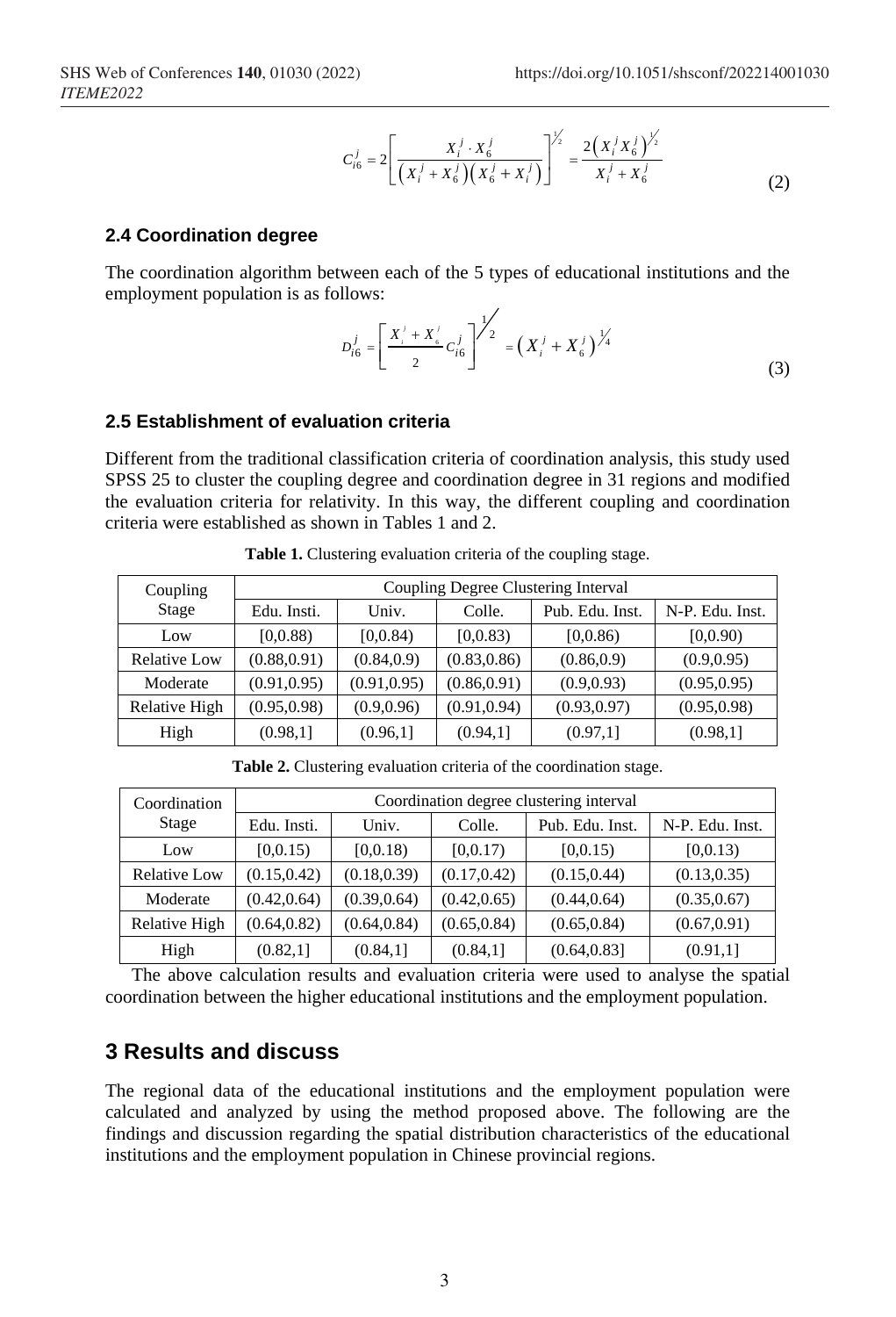$$C_{i6}^{j} = 2\left[\frac{X_i^j \cdot X_6^j}{\left(X_i^j + X_6^j\right)\left(X_6^j + X_i^j\right)}\right]^{\frac{1}{2}} = \frac{2\left(X_i^j X_6^j\right)^{\frac{1}{2}}}{X_i^j + X_6^j} \tag{2}$$

### 2.4 Coordination degree

The coordination algorithm between each of the 5 types of educational institutions and the employment population is as follows:

$$D_{i6}^{j} = \left[\frac{X_i^j + X_6^j}{2} C_{i6}^{j}\right]^{\frac{1}{2}} = \left(X_i^j + X_6^j\right)^{\frac{1}{4}} \tag{3}$$

### 2.5 Establishment of evaluation criteria

Different from the traditional classification criteria of coordination analysis, this study used SPSS 25 to cluster the coupling degree and coordination degree in 31 regions and modified the evaluation criteria for relativity. In this way, the different coupling and coordination criteria were established as shown in Tables 1 and 2.

**Table 1.** Clustering evaluation criteria of the coupling stage.

| Coupling Stage | Coupling Degree Clustering Interval | | | | |
|---|---|---|---|---|---|
| | Edu. Insti. | Univ. | Colle. | Pub. Edu. Inst. | N-P. Edu. Inst. |
| Low | [0,0.88) | [0,0.84) | [0,0.83) | [0,0.86) | [0,0.90) |
| Relative Low | (0.88,0.91) | (0.84,0.9) | (0.83,0.86) | (0.86,0.9) | (0.9,0.95) |
| Moderate | (0.91,0.95) | (0.91,0.95) | (0.86,0.91) | (0.9,0.93) | (0.95,0.95) |
| Relative High | (0.95,0.98) | (0.9,0.96) | (0.91,0.94) | (0.93,0.97) | (0.95,0.98) |
| High | (0.98,1] | (0.96,1] | (0.94,1] | (0.97,1] | (0.98,1] |

**Table 2.** Clustering evaluation criteria of the coordination stage.

| Coordination Stage | Coordination degree clustering interval | | | | |
|---|---|---|---|---|---|
| | Edu. Insti. | Univ. | Colle. | Pub. Edu. Inst. | N-P. Edu. Inst. |
| Low | [0,0.15) | [0,0.18) | [0,0.17) | [0,0.15) | [0,0.13) |
| Relative Low | (0.15,0.42) | (0.18,0.39) | (0.17,0.42) | (0.15,0.44) | (0.13,0.35) |
| Moderate | (0.42,0.64) | (0.39,0.64) | (0.42,0.65) | (0.44,0.64) | (0.35,0.67) |
| Relative High | (0.64,0.82) | (0.64,0.84) | (0.65,0.84) | (0.65,0.84) | (0.67,0.91) |
| High | (0.82,1] | (0.84,1] | (0.84,1] | (0.64,0.83] | (0.91,1] |

The above calculation results and evaluation criteria were used to analyse the spatial coordination between the higher educational institutions and the employment population.

## 3 Results and discuss

The regional data of the educational institutions and the employment population were calculated and analyzed by using the method proposed above. The following are the findings and discussion regarding the spatial distribution characteristics of the educational institutions and the employment population in Chinese provincial regions.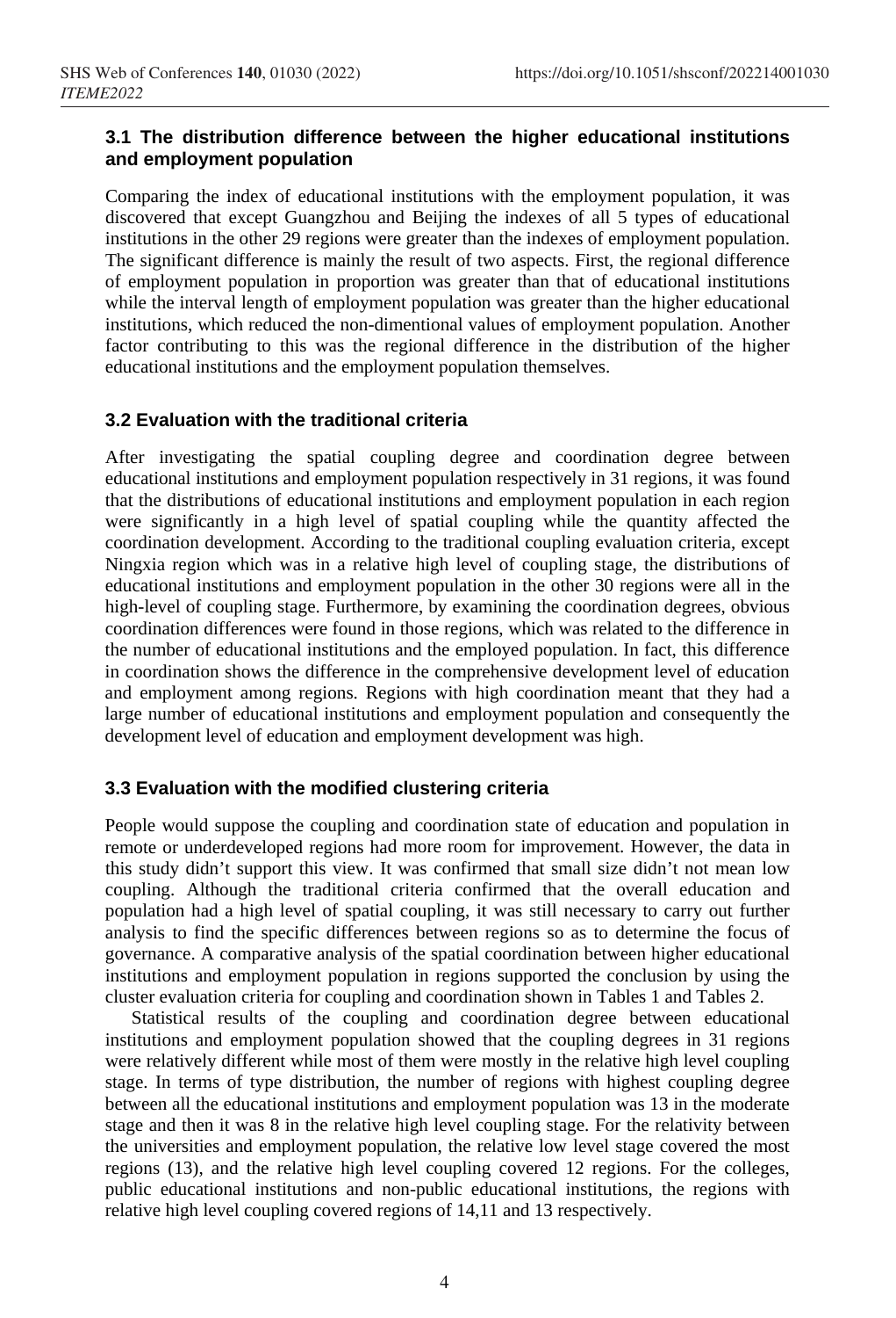### 3.1 The distribution difference between the higher educational institutions and employment population

Comparing the index of educational institutions with the employment population, it was discovered that except Guangzhou and Beijing the indexes of all 5 types of educational institutions in the other 29 regions were greater than the indexes of employment population. The significant difference is mainly the result of two aspects. First, the regional difference of employment population in proportion was greater than that of educational institutions while the interval length of employment population was greater than the higher educational institutions, which reduced the non-dimentional values of employment population. Another factor contributing to this was the regional difference in the distribution of the higher educational institutions and the employment population themselves.

### 3.2 Evaluation with the traditional criteria

After investigating the spatial coupling degree and coordination degree between educational institutions and employment population respectively in 31 regions, it was found that the distributions of educational institutions and employment population in each region were significantly in a high level of spatial coupling while the quantity affected the coordination development. According to the traditional coupling evaluation criteria, except Ningxia region which was in a relative high level of coupling stage, the distributions of educational institutions and employment population in the other 30 regions were all in the high-level of coupling stage. Furthermore, by examining the coordination degrees, obvious coordination differences were found in those regions, which was related to the difference in the number of educational institutions and the employed population. In fact, this difference in coordination shows the difference in the comprehensive development level of education and employment among regions. Regions with high coordination meant that they had a large number of educational institutions and employment population and consequently the development level of education and employment development was high.

### 3.3 Evaluation with the modified clustering criteria

People would suppose the coupling and coordination state of education and population in remote or underdeveloped regions had more room for improvement. However, the data in this study didn't support this view. It was confirmed that small size didn't not mean low coupling. Although the traditional criteria confirmed that the overall education and population had a high level of spatial coupling, it was still necessary to carry out further analysis to find the specific differences between regions so as to determine the focus of governance. A comparative analysis of the spatial coordination between higher educational institutions and employment population in regions supported the conclusion by using the cluster evaluation criteria for coupling and coordination shown in Tables 1 and Tables 2.

Statistical results of the coupling and coordination degree between educational institutions and employment population showed that the coupling degrees in 31 regions were relatively different while most of them were mostly in the relative high level coupling stage. In terms of type distribution, the number of regions with highest coupling degree between all the educational institutions and employment population was 13 in the moderate stage and then it was 8 in the relative high level coupling stage. For the relativity between the universities and employment population, the relative low level stage covered the most regions (13), and the relative high level coupling covered 12 regions. For the colleges, public educational institutions and non-public educational institutions, the regions with relative high level coupling covered regions of 14,11 and 13 respectively.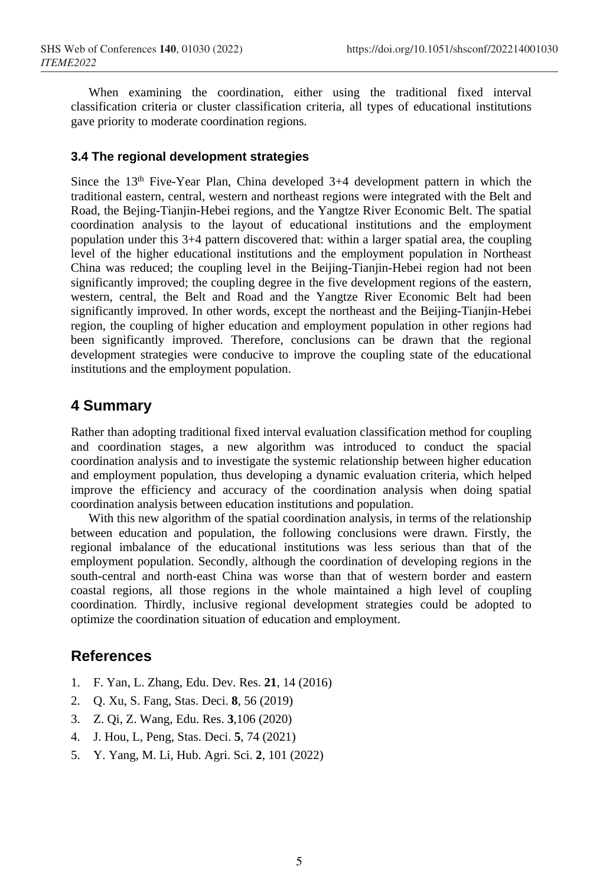When examining the coordination, either using the traditional fixed interval classification criteria or cluster classification criteria, all types of educational institutions gave priority to moderate coordination regions.

### 3.4 The regional development strategies

Since the 13th Five-Year Plan, China developed 3+4 development pattern in which the traditional eastern, central, western and northeast regions were integrated with the Belt and Road, the Bejing-Tianjin-Hebei regions, and the Yangtze River Economic Belt. The spatial coordination analysis to the layout of educational institutions and the employment population under this 3+4 pattern discovered that: within a larger spatial area, the coupling level of the higher educational institutions and the employment population in Northeast China was reduced; the coupling level in the Beijing-Tianjin-Hebei region had not been significantly improved; the coupling degree in the five development regions of the eastern, western, central, the Belt and Road and the Yangtze River Economic Belt had been significantly improved. In other words, except the northeast and the Beijing-Tianjin-Hebei region, the coupling of higher education and employment population in other regions had been significantly improved. Therefore, conclusions can be drawn that the regional development strategies were conducive to improve the coupling state of the educational institutions and the employment population.

## 4 Summary

Rather than adopting traditional fixed interval evaluation classification method for coupling and coordination stages, a new algorithm was introduced to conduct the spacial coordination analysis and to investigate the systemic relationship between higher education and employment population, thus developing a dynamic evaluation criteria, which helped improve the efficiency and accuracy of the coordination analysis when doing spatial coordination analysis between education institutions and population.

With this new algorithm of the spatial coordination analysis, in terms of the relationship between education and population, the following conclusions were drawn. Firstly, the regional imbalance of the educational institutions was less serious than that of the employment population. Secondly, although the coordination of developing regions in the south-central and north-east China was worse than that of western border and eastern coastal regions, all those regions in the whole maintained a high level of coupling coordination. Thirdly, inclusive regional development strategies could be adopted to optimize the coordination situation of education and employment.

## References

1. F. Yan, L. Zhang, Edu. Dev. Res. **21**, 14 (2016)
2. Q. Xu, S. Fang, Stas. Deci. **8**, 56 (2019)
3. Z. Qi, Z. Wang, Edu. Res. **3**,106 (2020)
4. J. Hou, L, Peng, Stas. Deci. **5**, 74 (2021)
5. Y. Yang, M. Li, Hub. Agri. Sci. **2**, 101 (2022)